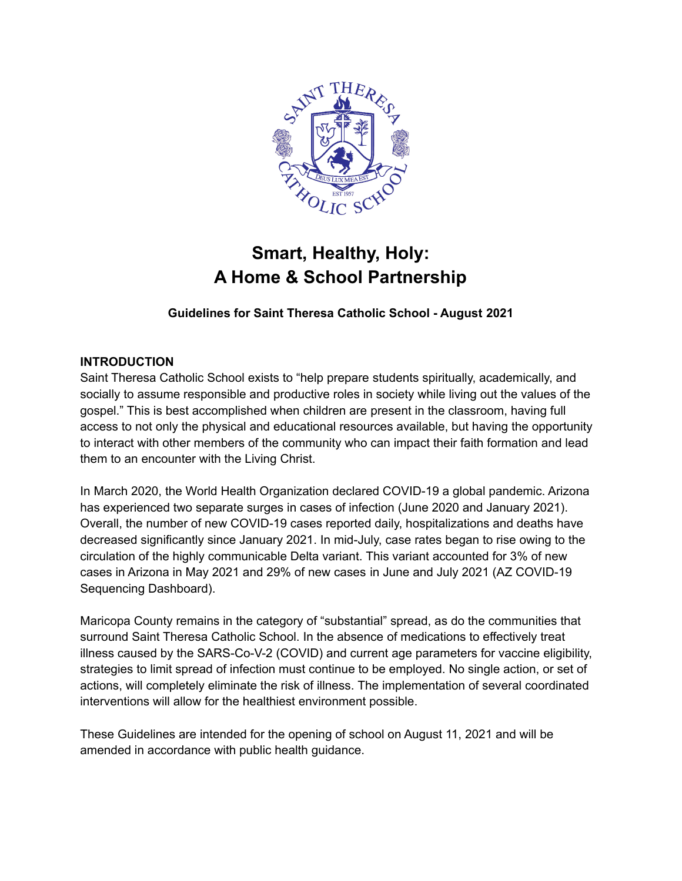# Smart, Healthy, Holy: A Home & School Partnership

**Guidelines for Saint Theresa Catholic School - August 2021**

## INTRODUCTION

Saint Theresa Catholic School exists to "help prepare students spiritually, academically, and socially to assume responsible and productive roles in society while living out the values of the gospel." This is best accomplished when children are present in the classroom, having full access to not only the physical and educational resources available, but having the opportunity to interact with other members of the community who can impact their faith formation and lead them to an encounter with the Living Christ.

In March 2020, the World Health Organization declared COVID-19 a global pandemic. Arizona has experienced two separate surges in cases of infection (June 2020 and January 2021). Overall, the number of new COVID-19 cases reported daily, hospitalizations and deaths have decreased significantly since January 2021. In mid-July, case rates began to rise owing to the circulation of the highly communicable Delta variant. This variant accounted for 3% of new cases in Arizona in May 2021 and 29% of new cases in June and July 2021 (AZ COVID-19 Sequencing Dashboard).

Maricopa County remains in the category of "substantial" spread, as do the communities that surround Saint Theresa Catholic School. In the absence of medications to effectively treat illness caused by the SARS-Co-V-2 (COVID) and current age parameters for vaccine eligibility, strategies to limit spread of infection must continue to be employed. No single action, or set of actions, will completely eliminate the risk of illness. The implementation of several coordinated interventions will allow for the healthiest environment possible.

These Guidelines are intended for the opening of school on August 11, 2021 and will be amended in accordance with public health guidance.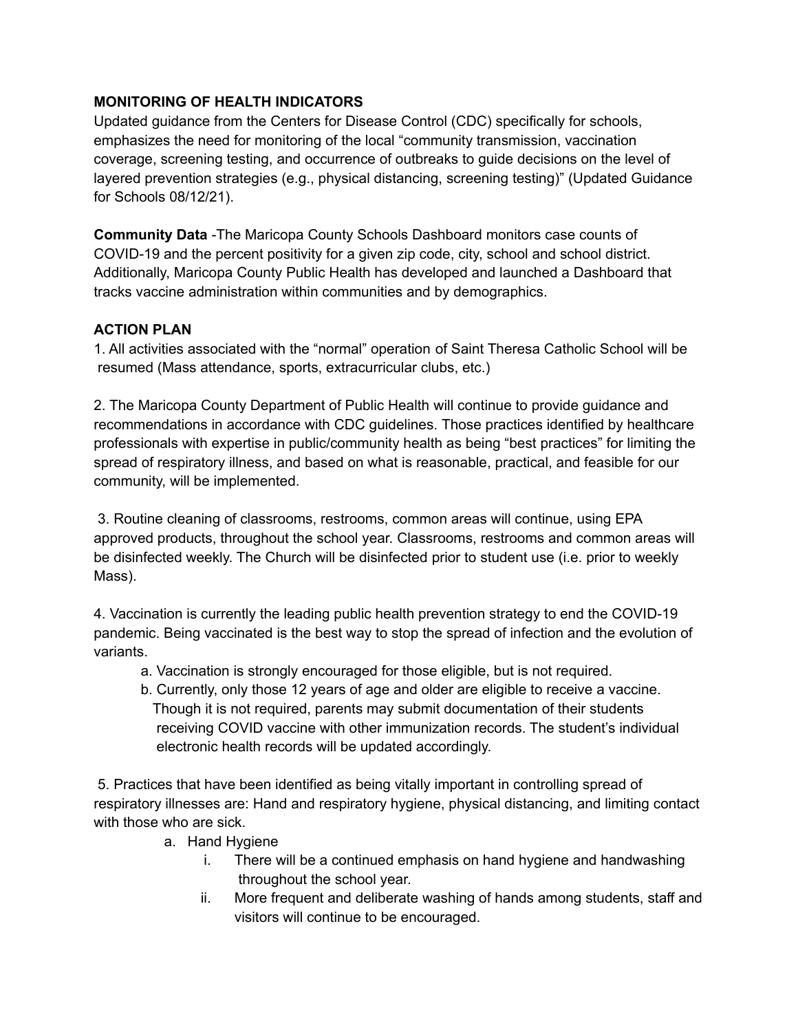**MONITORING OF HEALTH INDICATORS**

Updated guidance from the Centers for Disease Control (CDC) specifically for schools, emphasizes the need for monitoring of the local "community transmission, vaccination coverage, screening testing, and occurrence of outbreaks to guide decisions on the level of layered prevention strategies (e.g., physical distancing, screening testing)" (Updated Guidance for Schools 08/12/21).

**Community Data** -The Maricopa County Schools Dashboard monitors case counts of COVID-19 and the percent positivity for a given zip code, city, school and school district. Additionally, Maricopa County Public Health has developed and launched a Dashboard that tracks vaccine administration within communities and by demographics.

**ACTION PLAN**

1. All activities associated with the "normal" operation of Saint Theresa Catholic School will be resumed (Mass attendance, sports, extracurricular clubs, etc.)

2. The Maricopa County Department of Public Health will continue to provide guidance and recommendations in accordance with CDC guidelines. Those practices identified by healthcare professionals with expertise in public/community health as being "best practices" for limiting the spread of respiratory illness, and based on what is reasonable, practical, and feasible for our community, will be implemented.

3. Routine cleaning of classrooms, restrooms, common areas will continue, using EPA approved products, throughout the school year. Classrooms, restrooms and common areas will be disinfected weekly. The Church will be disinfected prior to student use (i.e. prior to weekly Mass).

4. Vaccination is currently the leading public health prevention strategy to end the COVID-19 pandemic. Being vaccinated is the best way to stop the spread of infection and the evolution of variants.
   a. Vaccination is strongly encouraged for those eligible, but is not required.
   b. Currently, only those 12 years of age and older are eligible to receive a vaccine. Though it is not required, parents may submit documentation of their students receiving COVID vaccine with other immunization records. The student's individual electronic health records will be updated accordingly.

5. Practices that have been identified as being vitally important in controlling spread of respiratory illnesses are: Hand and respiratory hygiene, physical distancing, and limiting contact with those who are sick.
   a. Hand Hygiene
      i. There will be a continued emphasis on hand hygiene and handwashing throughout the school year.
      ii. More frequent and deliberate washing of hands among students, staff and visitors will continue to be encouraged.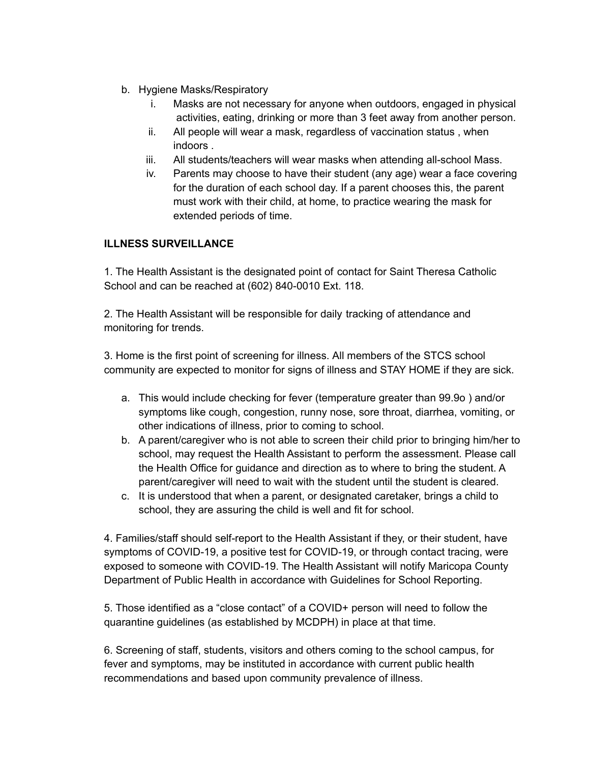b. Hygiene Masks/Respiratory
   i. Masks are not necessary for anyone when outdoors, engaged in physical activities, eating, drinking or more than 3 feet away from another person.
   ii. All people will wear a mask, regardless of vaccination status , when indoors .
   iii. All students/teachers will wear masks when attending all-school Mass.
   iv. Parents may choose to have their student (any age) wear a face covering for the duration of each school day. If a parent chooses this, the parent must work with their child, at home, to practice wearing the mask for extended periods of time.

**ILLNESS SURVEILLANCE**

1. The Health Assistant is the designated point of contact for Saint Theresa Catholic School and can be reached at (602) 840-0010 Ext. 118.

2. The Health Assistant will be responsible for daily tracking of attendance and monitoring for trends.

3. Home is the first point of screening for illness. All members of the STCS school community are expected to monitor for signs of illness and STAY HOME if they are sick.

   a. This would include checking for fever (temperature greater than 99.9o ) and/or symptoms like cough, congestion, runny nose, sore throat, diarrhea, vomiting, or other indications of illness, prior to coming to school.
   b. A parent/caregiver who is not able to screen their child prior to bringing him/her to school, may request the Health Assistant to perform the assessment. Please call the Health Office for guidance and direction as to where to bring the student. A parent/caregiver will need to wait with the student until the student is cleared.
   c. It is understood that when a parent, or designated caretaker, brings a child to school, they are assuring the child is well and fit for school.

4. Families/staff should self-report to the Health Assistant if they, or their student, have symptoms of COVID-19, a positive test for COVID-19, or through contact tracing, were exposed to someone with COVID-19. The Health Assistant will notify Maricopa County Department of Public Health in accordance with Guidelines for School Reporting.

5. Those identified as a "close contact" of a COVID+ person will need to follow the quarantine guidelines (as established by MCDPH) in place at that time.

6. Screening of staff, students, visitors and others coming to the school campus, for fever and symptoms, may be instituted in accordance with current public health recommendations and based upon community prevalence of illness.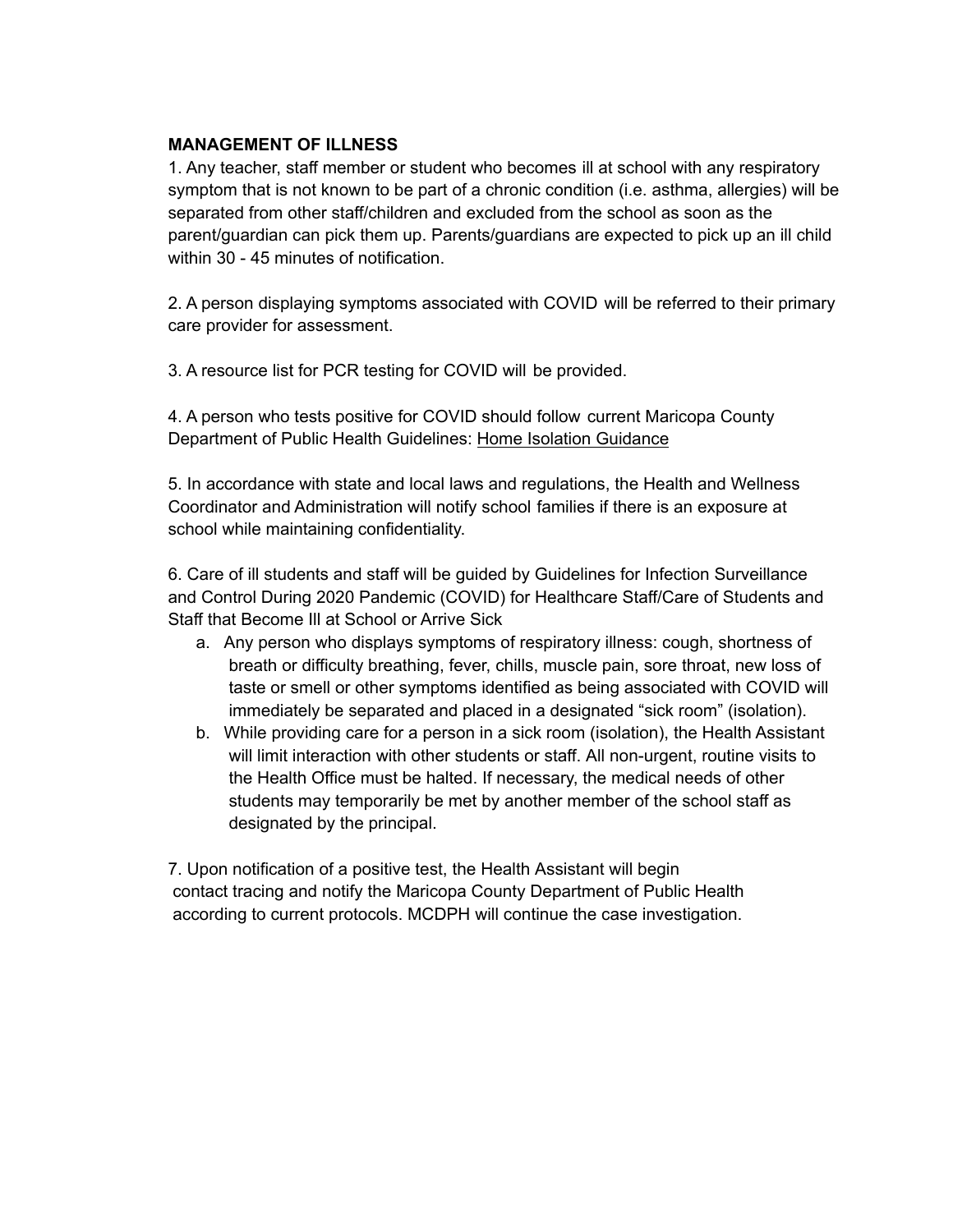**MANAGEMENT OF ILLNESS**

1. Any teacher, staff member or student who becomes ill at school with any respiratory symptom that is not known to be part of a chronic condition (i.e. asthma, allergies) will be separated from other staff/children and excluded from the school as soon as the parent/guardian can pick them up. Parents/guardians are expected to pick up an ill child within 30 - 45 minutes of notification.

2. A person displaying symptoms associated with COVID will be referred to their primary care provider for assessment.

3. A resource list for PCR testing for COVID will be provided.

4. A person who tests positive for COVID should follow current Maricopa County Department of Public Health Guidelines: Home Isolation Guidance

5. In accordance with state and local laws and regulations, the Health and Wellness Coordinator and Administration will notify school families if there is an exposure at school while maintaining confidentiality.

6. Care of ill students and staff will be guided by Guidelines for Infection Surveillance and Control During 2020 Pandemic (COVID) for Healthcare Staff/Care of Students and Staff that Become Ill at School or Arrive Sick
   a. Any person who displays symptoms of respiratory illness: cough, shortness of breath or difficulty breathing, fever, chills, muscle pain, sore throat, new loss of taste or smell or other symptoms identified as being associated with COVID will immediately be separated and placed in a designated "sick room" (isolation).
   b. While providing care for a person in a sick room (isolation), the Health Assistant will limit interaction with other students or staff. All non-urgent, routine visits to the Health Office must be halted. If necessary, the medical needs of other students may temporarily be met by another member of the school staff as designated by the principal.

7. Upon notification of a positive test, the Health Assistant will begin contact tracing and notify the Maricopa County Department of Public Health according to current protocols. MCDPH will continue the case investigation.